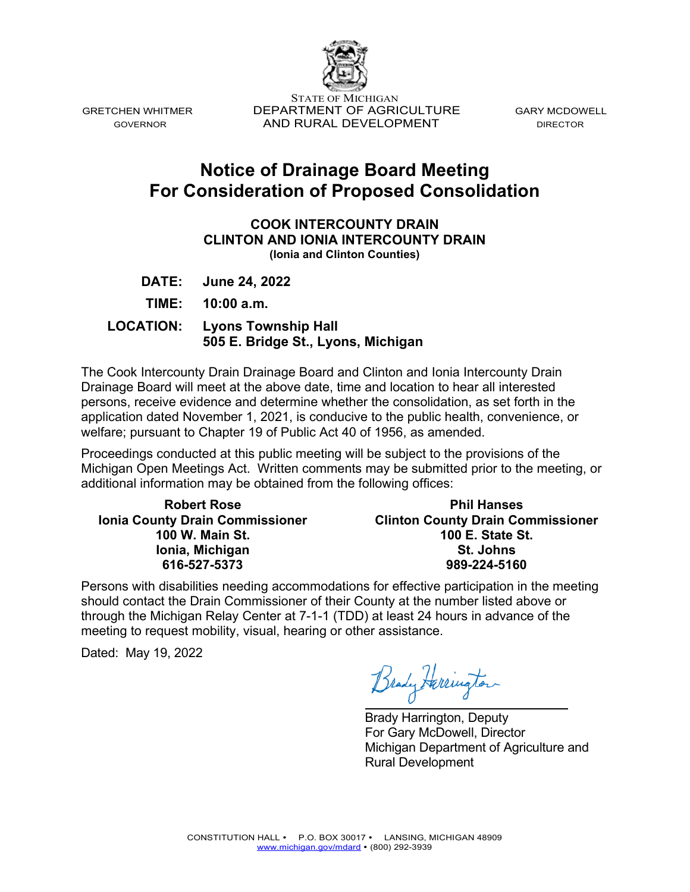GRETCHEN WHITMER
GOVERNOR

STATE OF MICHIGAN
DEPARTMENT OF AGRICULTURE
AND RURAL DEVELOPMENT

GARY MCDOWELL
DIRECTOR

# Notice of Drainage Board Meeting For Consideration of Proposed Consolidation

**COOK INTERCOUNTY DRAIN**
**CLINTON AND IONIA INTERCOUNTY DRAIN**
**(Ionia and Clinton Counties)**

**DATE:** **June 24, 2022**

**TIME:** **10:00 a.m.**

**LOCATION:** **Lyons Township Hall**
**505 E. Bridge St., Lyons, Michigan**

The Cook Intercounty Drain Drainage Board and Clinton and Ionia Intercounty Drain Drainage Board will meet at the above date, time and location to hear all interested persons, receive evidence and determine whether the consolidation, as set forth in the application dated November 1, 2021, is conducive to the public health, convenience, or welfare; pursuant to Chapter 19 of Public Act 40 of 1956, as amended.

Proceedings conducted at this public meeting will be subject to the provisions of the Michigan Open Meetings Act. Written comments may be submitted prior to the meeting, or additional information may be obtained from the following offices:

**Robert Rose**
**Ionia County Drain Commissioner**
**100 W. Main St.**
**Ionia, Michigan**
**616-527-5373**

**Phil Hanses**
**Clinton County Drain Commissioner**
**100 E. State St.**
**St. Johns**
**989-224-5160**

Persons with disabilities needing accommodations for effective participation in the meeting should contact the Drain Commissioner of their County at the number listed above or through the Michigan Relay Center at 7-1-1 (TDD) at least 24 hours in advance of the meeting to request mobility, visual, hearing or other assistance.

Dated: May 19, 2022

Brady Harrington, Deputy
For Gary McDowell, Director
Michigan Department of Agriculture and Rural Development

CONSTITUTION HALL • P.O. BOX 30017 • LANSING, MICHIGAN 48909
www.michigan.gov/mdard • (800) 292-3939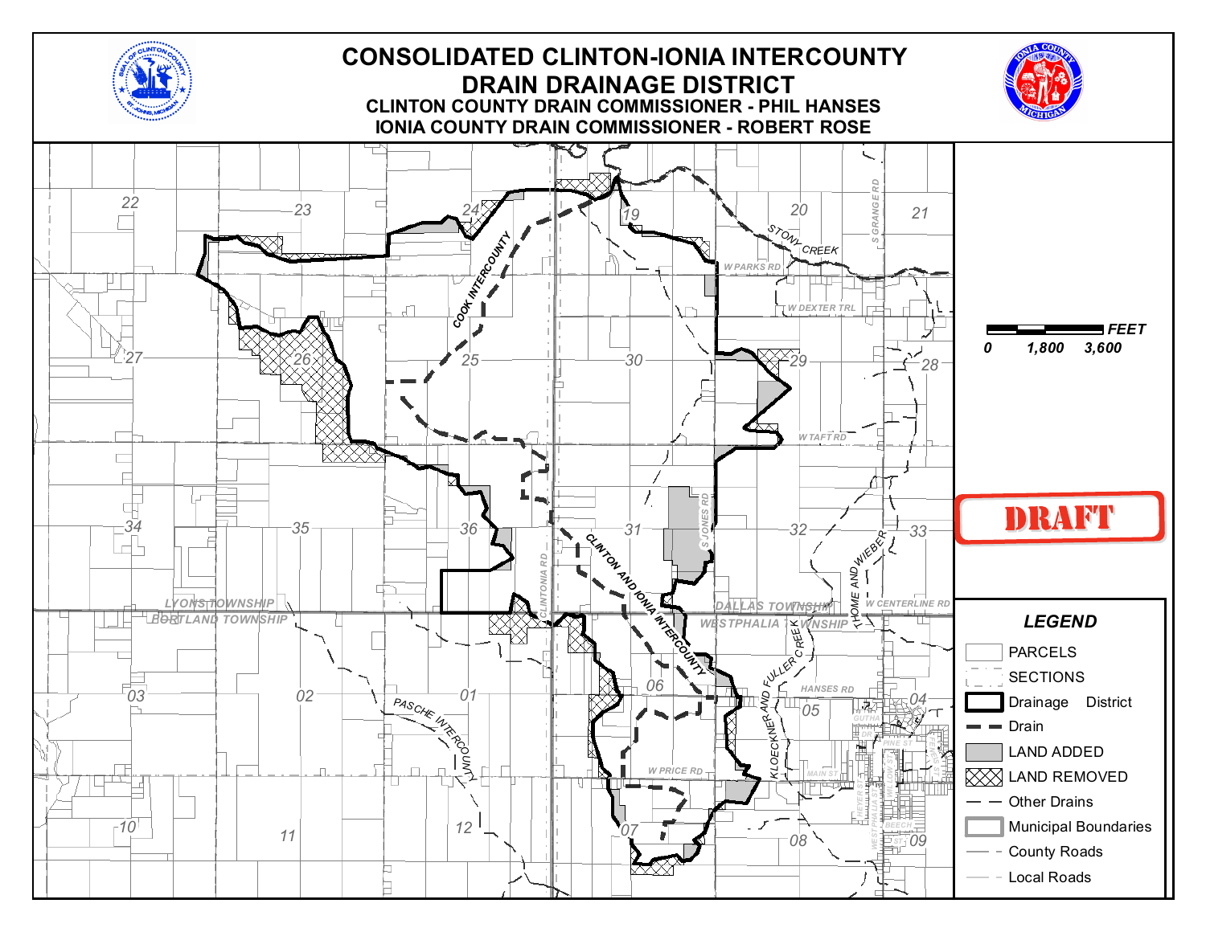# CONSOLIDATED CLINTON-IONIA INTERCOUNTY DRAIN DRAINAGE DISTRICT

**CLINTON COUNTY DRAIN COMMISSIONER - PHIL HANSES**

**IONIA COUNTY DRAIN COMMISSIONER - ROBERT ROSE**

DRAFT

FEET: 0 — 1,800 — 3,600

**LEGEND**

- PARCELS
- SECTIONS
- Drainage District
- Drain
- LAND ADDED
- LAND REMOVED
- Other Drains
- Municipal Boundaries
- County Roads
- Local Roads

22, 23, 24, 19, 20, 21, 27, 26, 25, 30, 29, 28, 34, 35, 36, 31, 32, 33, 03, 02, 01, 06, 05, 04, 10, 11, 12, 07, 08, 09

COOK INTERCOUNTY · CLINTON AND IONIA INTERCOUNTY · PASCHE INTERCOUNTY · STONY CREEK · THOME AND WIEBER · KLOECKNER AND FULLER CREEK

W PARKS RD · W DEXTER TRL · W TAFT RD · W CENTERLINE RD · HANSES RD · W PRICE RD · S GRANGE RD · S JONES RD · CLINTONIA RD · MAIN ST · PINE ST · BEECH ST · HEYER ST · WESTPHALIA ST · GUTHA DR

LYONS TOWNSHIP · PORTLAND TOWNSHIP · DALLAS TOWNSHIP · WESTPHALIA TOWNSHIP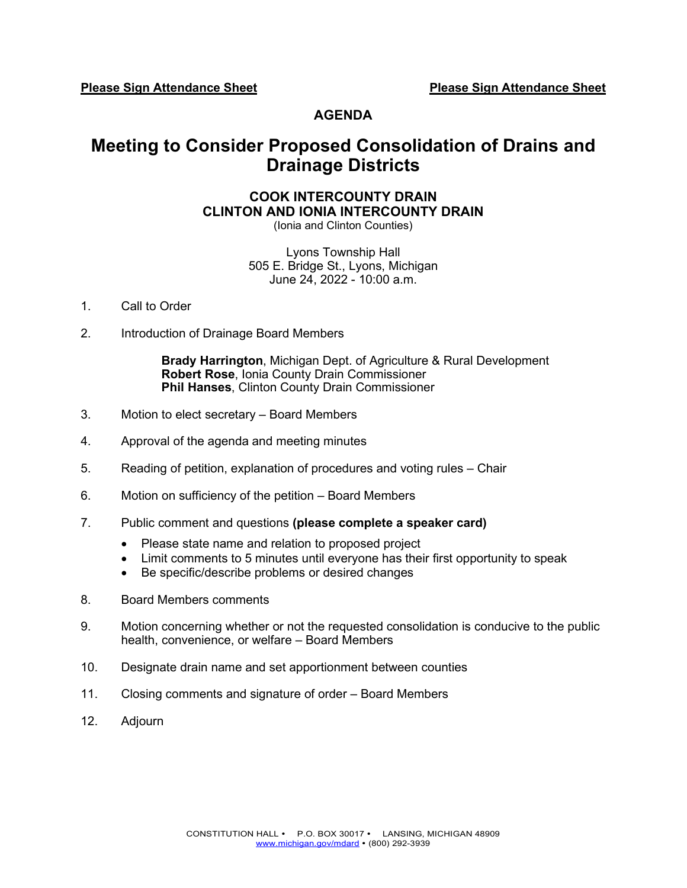**Please Sign Attendance Sheet** **Please Sign Attendance Sheet**

## AGENDA

# Meeting to Consider Proposed Consolidation of Drains and Drainage Districts

### COOK INTERCOUNTY DRAIN
### CLINTON AND IONIA INTERCOUNTY DRAIN

(Ionia and Clinton Counties)

Lyons Township Hall
505 E. Bridge St., Lyons, Michigan
June 24, 2022 - 10:00 a.m.

1. Call to Order

2. Introduction of Drainage Board Members

   **Brady Harrington**, Michigan Dept. of Agriculture & Rural Development
   **Robert Rose**, Ionia County Drain Commissioner
   **Phil Hanses**, Clinton County Drain Commissioner

3. Motion to elect secretary – Board Members

4. Approval of the agenda and meeting minutes

5. Reading of petition, explanation of procedures and voting rules – Chair

6. Motion on sufficiency of the petition – Board Members

7. Public comment and questions **(please complete a speaker card)**
   - Please state name and relation to proposed project
   - Limit comments to 5 minutes until everyone has their first opportunity to speak
   - Be specific/describe problems or desired changes

8. Board Members comments

9. Motion concerning whether or not the requested consolidation is conducive to the public health, convenience, or welfare – Board Members

10. Designate drain name and set apportionment between counties

11. Closing comments and signature of order – Board Members

12. Adjourn

CONSTITUTION HALL • P.O. BOX 30017 • LANSING, MICHIGAN 48909
www.michigan.gov/mdard • (800) 292-3939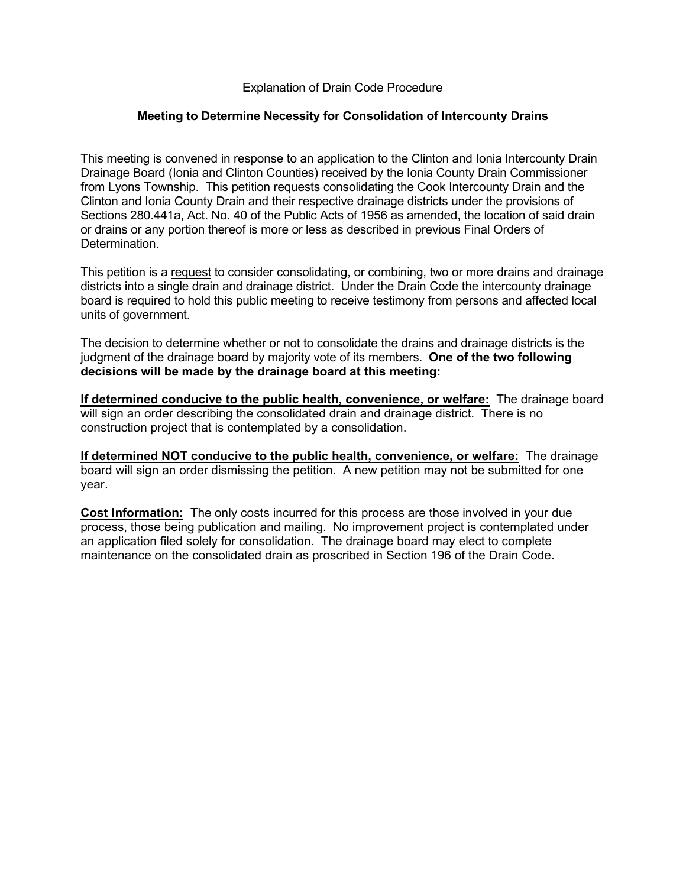Explanation of Drain Code Procedure

**Meeting to Determine Necessity for Consolidation of Intercounty Drains**

This meeting is convened in response to an application to the Clinton and Ionia Intercounty Drain Drainage Board (Ionia and Clinton Counties) received by the Ionia County Drain Commissioner from Lyons Township. This petition requests consolidating the Cook Intercounty Drain and the Clinton and Ionia County Drain and their respective drainage districts under the provisions of Sections 280.441a, Act. No. 40 of the Public Acts of 1956 as amended, the location of said drain or drains or any portion thereof is more or less as described in previous Final Orders of Determination.

This petition is a <u>request</u> to consider consolidating, or combining, two or more drains and drainage districts into a single drain and drainage district. Under the Drain Code the intercounty drainage board is required to hold this public meeting to receive testimony from persons and affected local units of government.

The decision to determine whether or not to consolidate the drains and drainage districts is the judgment of the drainage board by majority vote of its members. **One of the two following decisions will be made by the drainage board at this meeting:**

**<u>If determined conducive to the public health, convenience, or welfare:</u>** The drainage board will sign an order describing the consolidated drain and drainage district. There is no construction project that is contemplated by a consolidation.

**<u>If determined NOT conducive to the public health, convenience, or welfare:</u>** The drainage board will sign an order dismissing the petition. A new petition may not be submitted for one year.

**<u>Cost Information:</u>** The only costs incurred for this process are those involved in your due process, those being publication and mailing. No improvement project is contemplated under an application filed solely for consolidation. The drainage board may elect to complete maintenance on the consolidated drain as proscribed in Section 196 of the Drain Code.